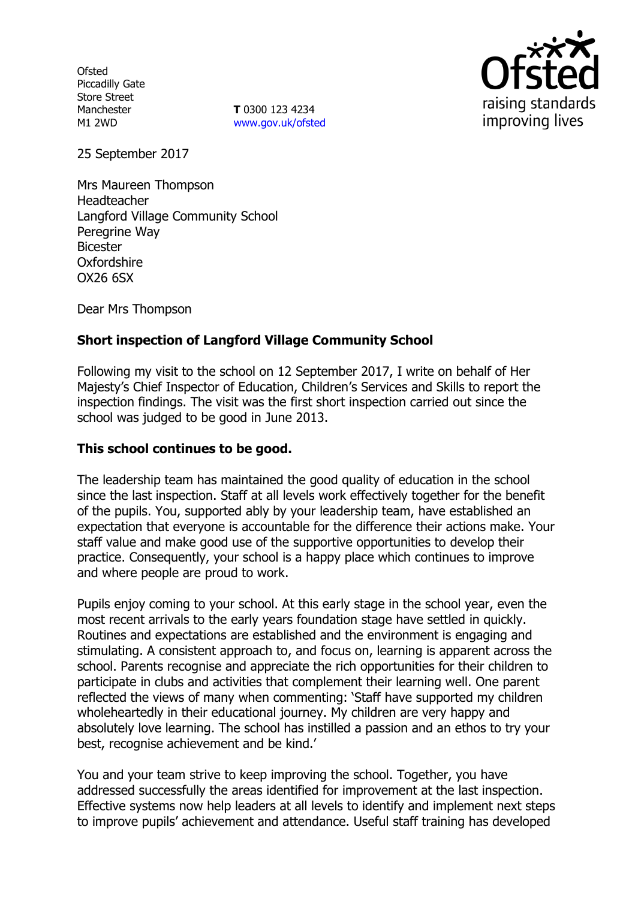Ofsted
Piccadilly Gate
Store Street
Manchester
M1 2WD

**T** 0300 123 4234
www.gov.uk/ofsted

25 September 2017

Mrs Maureen Thompson
Headteacher
Langford Village Community School
Peregrine Way
Bicester
Oxfordshire
OX26 6SX

Dear Mrs Thompson

**Short inspection of Langford Village Community School**

Following my visit to the school on 12 September 2017, I write on behalf of Her Majesty's Chief Inspector of Education, Children's Services and Skills to report the inspection findings. The visit was the first short inspection carried out since the school was judged to be good in June 2013.

**This school continues to be good.**

The leadership team has maintained the good quality of education in the school since the last inspection. Staff at all levels work effectively together for the benefit of the pupils. You, supported ably by your leadership team, have established an expectation that everyone is accountable for the difference their actions make. Your staff value and make good use of the supportive opportunities to develop their practice. Consequently, your school is a happy place which continues to improve and where people are proud to work.

Pupils enjoy coming to your school. At this early stage in the school year, even the most recent arrivals to the early years foundation stage have settled in quickly. Routines and expectations are established and the environment is engaging and stimulating. A consistent approach to, and focus on, learning is apparent across the school. Parents recognise and appreciate the rich opportunities for their children to participate in clubs and activities that complement their learning well. One parent reflected the views of many when commenting: 'Staff have supported my children wholeheartedly in their educational journey. My children are very happy and absolutely love learning. The school has instilled a passion and an ethos to try your best, recognise achievement and be kind.'

You and your team strive to keep improving the school. Together, you have addressed successfully the areas identified for improvement at the last inspection. Effective systems now help leaders at all levels to identify and implement next steps to improve pupils' achievement and attendance. Useful staff training has developed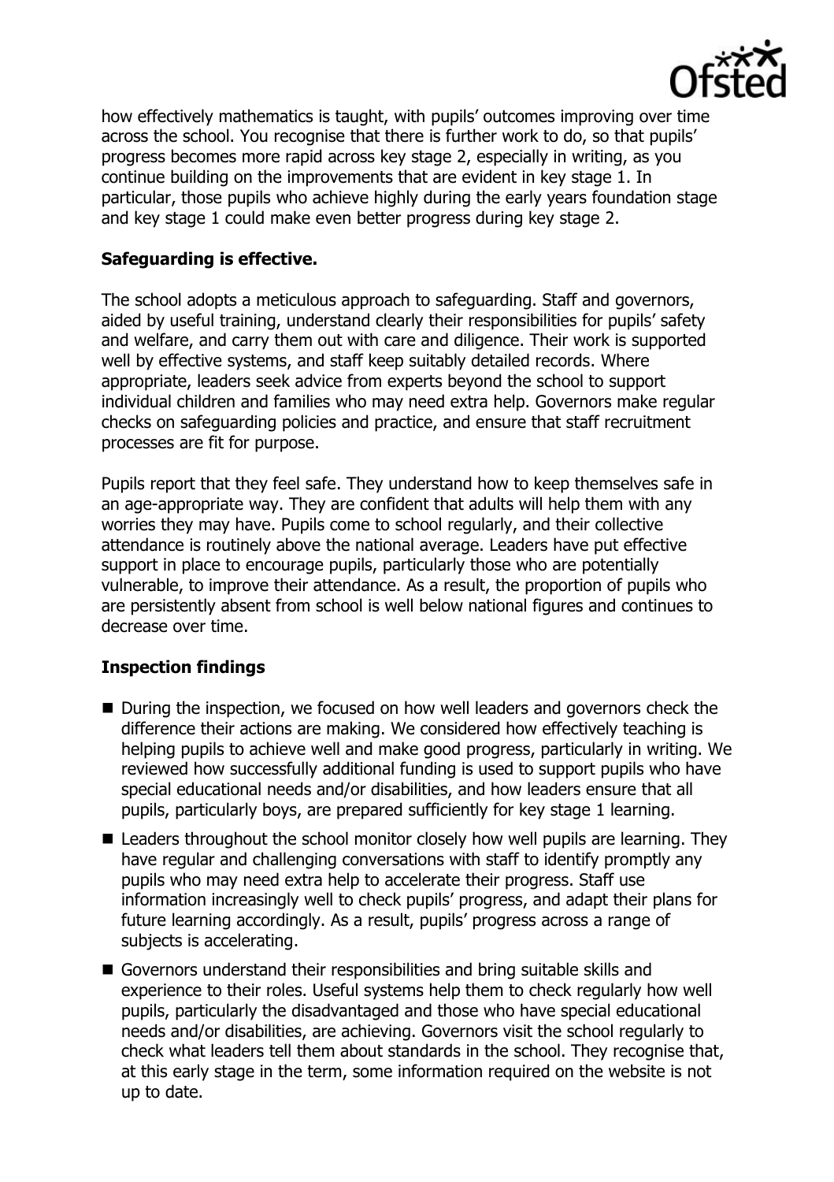how effectively mathematics is taught, with pupils' outcomes improving over time across the school. You recognise that there is further work to do, so that pupils' progress becomes more rapid across key stage 2, especially in writing, as you continue building on the improvements that are evident in key stage 1. In particular, those pupils who achieve highly during the early years foundation stage and key stage 1 could make even better progress during key stage 2.

## Safeguarding is effective.

The school adopts a meticulous approach to safeguarding. Staff and governors, aided by useful training, understand clearly their responsibilities for pupils' safety and welfare, and carry them out with care and diligence. Their work is supported well by effective systems, and staff keep suitably detailed records. Where appropriate, leaders seek advice from experts beyond the school to support individual children and families who may need extra help. Governors make regular checks on safeguarding policies and practice, and ensure that staff recruitment processes are fit for purpose.

Pupils report that they feel safe. They understand how to keep themselves safe in an age-appropriate way. They are confident that adults will help them with any worries they may have. Pupils come to school regularly, and their collective attendance is routinely above the national average. Leaders have put effective support in place to encourage pupils, particularly those who are potentially vulnerable, to improve their attendance. As a result, the proportion of pupils who are persistently absent from school is well below national figures and continues to decrease over time.

## Inspection findings

- During the inspection, we focused on how well leaders and governors check the difference their actions are making. We considered how effectively teaching is helping pupils to achieve well and make good progress, particularly in writing. We reviewed how successfully additional funding is used to support pupils who have special educational needs and/or disabilities, and how leaders ensure that all pupils, particularly boys, are prepared sufficiently for key stage 1 learning.
- Leaders throughout the school monitor closely how well pupils are learning. They have regular and challenging conversations with staff to identify promptly any pupils who may need extra help to accelerate their progress. Staff use information increasingly well to check pupils' progress, and adapt their plans for future learning accordingly. As a result, pupils' progress across a range of subjects is accelerating.
- Governors understand their responsibilities and bring suitable skills and experience to their roles. Useful systems help them to check regularly how well pupils, particularly the disadvantaged and those who have special educational needs and/or disabilities, are achieving. Governors visit the school regularly to check what leaders tell them about standards in the school. They recognise that, at this early stage in the term, some information required on the website is not up to date.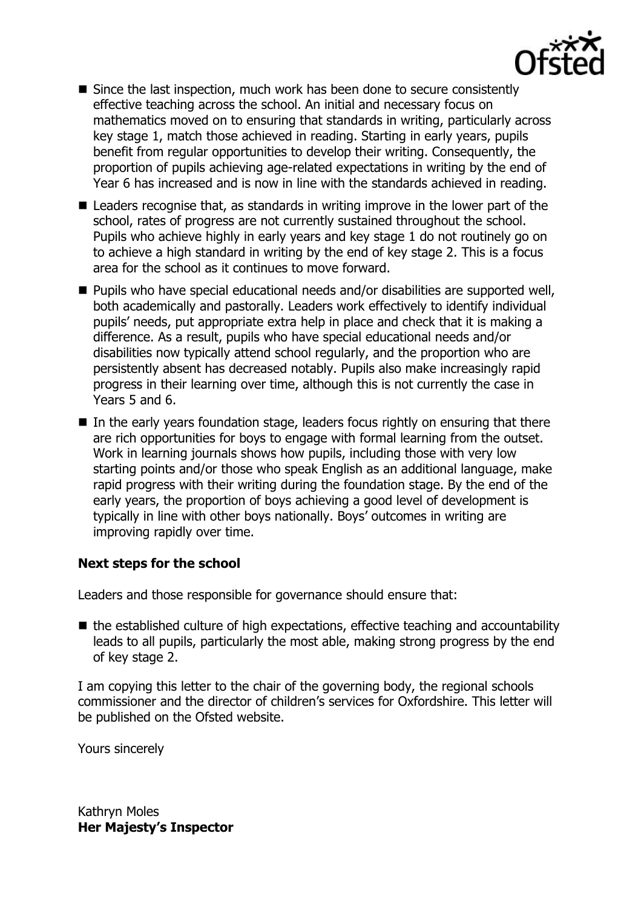- Since the last inspection, much work has been done to secure consistently effective teaching across the school. An initial and necessary focus on mathematics moved on to ensuring that standards in writing, particularly across key stage 1, match those achieved in reading. Starting in early years, pupils benefit from regular opportunities to develop their writing. Consequently, the proportion of pupils achieving age-related expectations in writing by the end of Year 6 has increased and is now in line with the standards achieved in reading.
- Leaders recognise that, as standards in writing improve in the lower part of the school, rates of progress are not currently sustained throughout the school. Pupils who achieve highly in early years and key stage 1 do not routinely go on to achieve a high standard in writing by the end of key stage 2. This is a focus area for the school as it continues to move forward.
- Pupils who have special educational needs and/or disabilities are supported well, both academically and pastorally. Leaders work effectively to identify individual pupils' needs, put appropriate extra help in place and check that it is making a difference. As a result, pupils who have special educational needs and/or disabilities now typically attend school regularly, and the proportion who are persistently absent has decreased notably. Pupils also make increasingly rapid progress in their learning over time, although this is not currently the case in Years 5 and 6.
- In the early years foundation stage, leaders focus rightly on ensuring that there are rich opportunities for boys to engage with formal learning from the outset. Work in learning journals shows how pupils, including those with very low starting points and/or those who speak English as an additional language, make rapid progress with their writing during the foundation stage. By the end of the early years, the proportion of boys achieving a good level of development is typically in line with other boys nationally. Boys' outcomes in writing are improving rapidly over time.

**Next steps for the school**

Leaders and those responsible for governance should ensure that:

- the established culture of high expectations, effective teaching and accountability leads to all pupils, particularly the most able, making strong progress by the end of key stage 2.

I am copying this letter to the chair of the governing body, the regional schools commissioner and the director of children's services for Oxfordshire. This letter will be published on the Ofsted website.

Yours sincerely

Kathryn Moles
**Her Majesty's Inspector**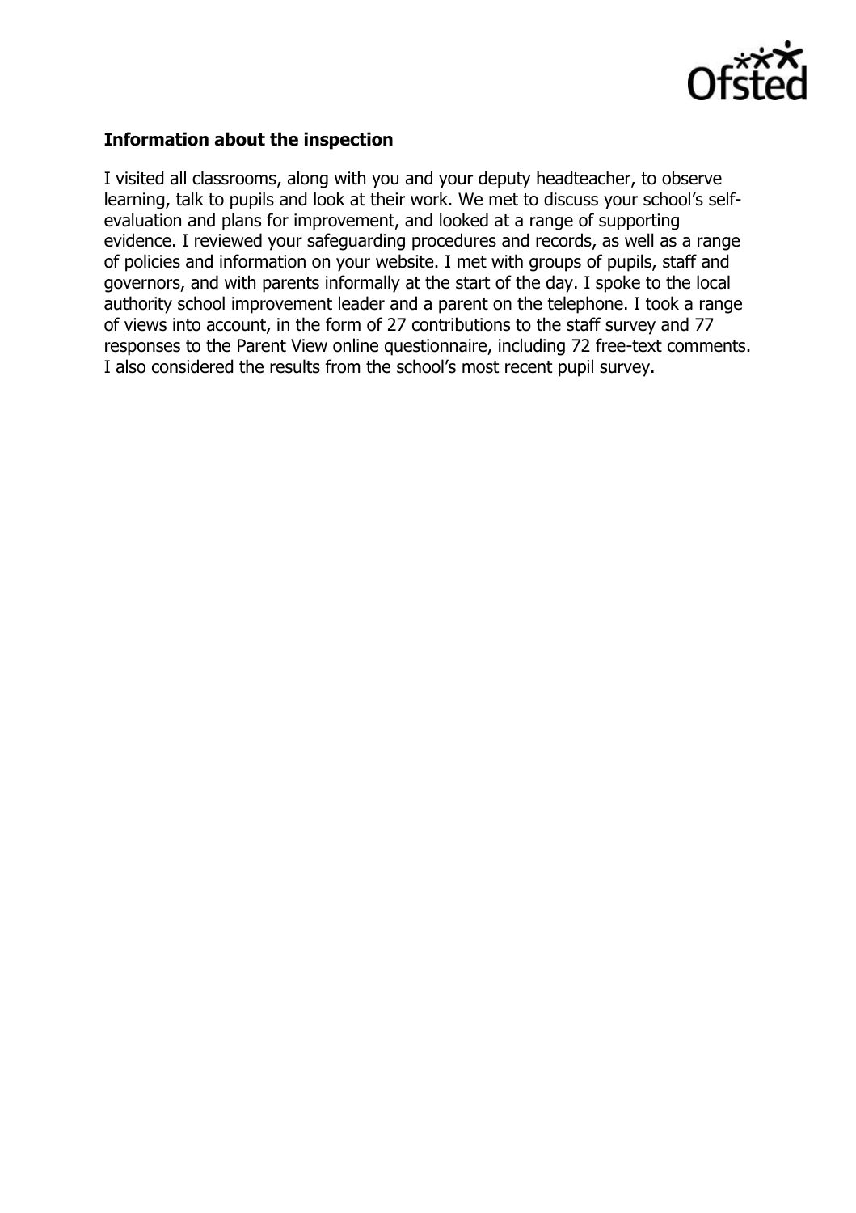**Information about the inspection**

I visited all classrooms, along with you and your deputy headteacher, to observe learning, talk to pupils and look at their work. We met to discuss your school's self-evaluation and plans for improvement, and looked at a range of supporting evidence. I reviewed your safeguarding procedures and records, as well as a range of policies and information on your website. I met with groups of pupils, staff and governors, and with parents informally at the start of the day. I spoke to the local authority school improvement leader and a parent on the telephone. I took a range of views into account, in the form of 27 contributions to the staff survey and 77 responses to the Parent View online questionnaire, including 72 free-text comments. I also considered the results from the school's most recent pupil survey.